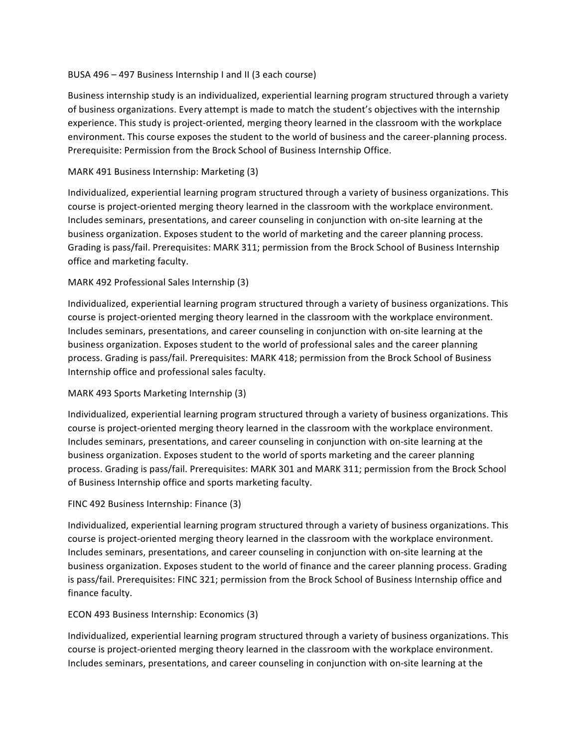BUSA 496 – 497 Business Internship I and II (3 each course)

Business internship study is an individualized, experiential learning program structured through a variety of business organizations. Every attempt is made to match the student's objectives with the internship experience. This study is project-oriented, merging theory learned in the classroom with the workplace environment. This course exposes the student to the world of business and the career-planning process. Prerequisite: Permission from the Brock School of Business Internship Office.

MARK 491 Business Internship: Marketing (3)

Individualized, experiential learning program structured through a variety of business organizations. This course is project-oriented merging theory learned in the classroom with the workplace environment. Includes seminars, presentations, and career counseling in conjunction with on-site learning at the business organization. Exposes student to the world of marketing and the career planning process. Grading is pass/fail. Prerequisites: MARK 311; permission from the Brock School of Business Internship office and marketing faculty.

MARK 492 Professional Sales Internship (3)

Individualized, experiential learning program structured through a variety of business organizations. This course is project-oriented merging theory learned in the classroom with the workplace environment. Includes seminars, presentations, and career counseling in conjunction with on-site learning at the business organization. Exposes student to the world of professional sales and the career planning process. Grading is pass/fail. Prerequisites: MARK 418; permission from the Brock School of Business Internship office and professional sales faculty.

MARK 493 Sports Marketing Internship (3)

Individualized, experiential learning program structured through a variety of business organizations. This course is project-oriented merging theory learned in the classroom with the workplace environment. Includes seminars, presentations, and career counseling in conjunction with on-site learning at the business organization. Exposes student to the world of sports marketing and the career planning process. Grading is pass/fail. Prerequisites: MARK 301 and MARK 311; permission from the Brock School of Business Internship office and sports marketing faculty.

FINC 492 Business Internship: Finance (3)

Individualized, experiential learning program structured through a variety of business organizations. This course is project-oriented merging theory learned in the classroom with the workplace environment. Includes seminars, presentations, and career counseling in conjunction with on-site learning at the business organization. Exposes student to the world of finance and the career planning process. Grading is pass/fail. Prerequisites: FINC 321; permission from the Brock School of Business Internship office and finance faculty.

ECON 493 Business Internship: Economics (3)

Individualized, experiential learning program structured through a variety of business organizations. This course is project-oriented merging theory learned in the classroom with the workplace environment. Includes seminars, presentations, and career counseling in conjunction with on-site learning at the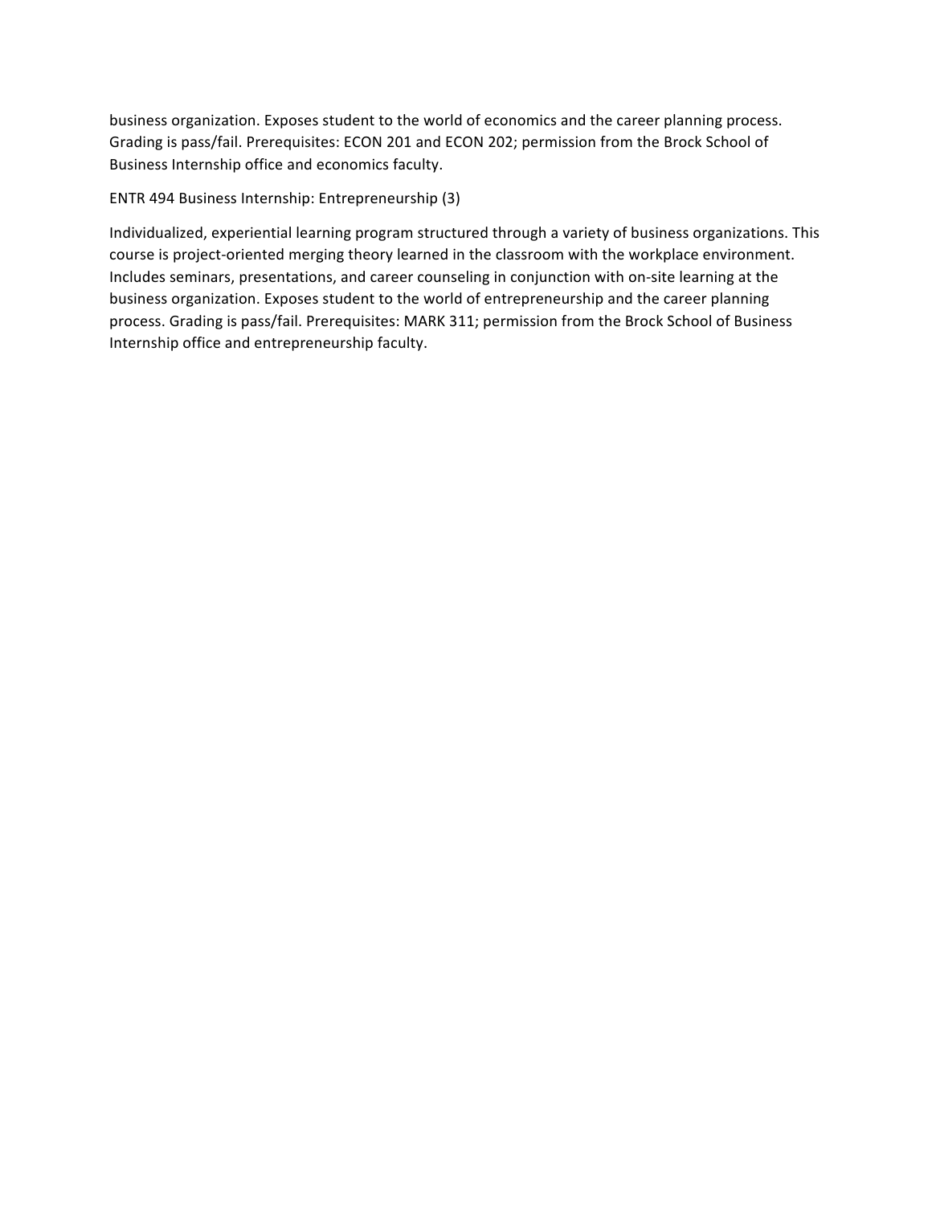business organization. Exposes student to the world of economics and the career planning process. Grading is pass/fail. Prerequisites: ECON 201 and ECON 202; permission from the Brock School of Business Internship office and economics faculty.

ENTR 494 Business Internship: Entrepreneurship (3)

Individualized, experiential learning program structured through a variety of business organizations. This course is project-oriented merging theory learned in the classroom with the workplace environment. Includes seminars, presentations, and career counseling in conjunction with on-site learning at the business organization. Exposes student to the world of entrepreneurship and the career planning process. Grading is pass/fail. Prerequisites: MARK 311; permission from the Brock School of Business Internship office and entrepreneurship faculty.